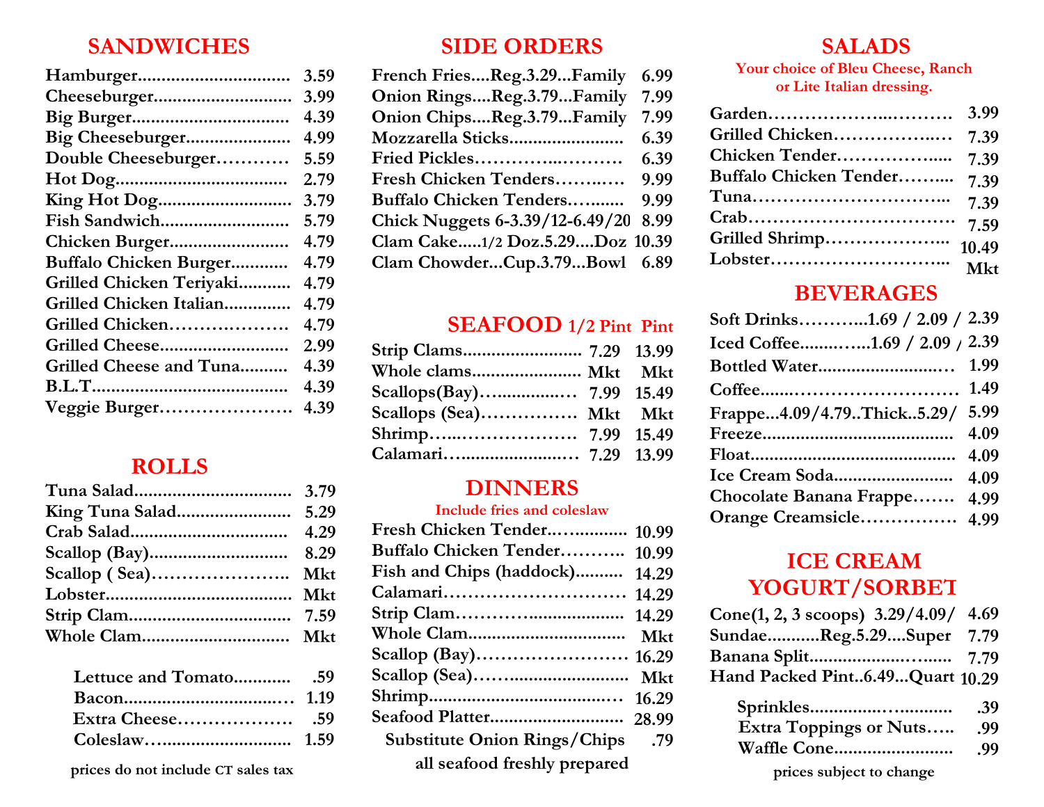## SANDWICHES

| Item | Price |
|---|---|
| Hamburger | 3.59 |
| Cheeseburger | 3.99 |
| Big Burger | 4.39 |
| Big Cheeseburger | 4.99 |
| Double Cheeseburger | 5.59 |
| Hot Dog | 2.79 |
| King Hot Dog | 3.79 |
| Fish Sandwich | 5.79 |
| Chicken Burger | 4.79 |
| Buffalo Chicken Burger | 4.79 |
| Grilled Chicken Teriyaki | 4.79 |
| Grilled Chicken Italian | 4.79 |
| Grilled Chicken | 4.79 |
| Grilled Cheese | 2.99 |
| Grilled Cheese and Tuna | 4.39 |
| B.L.T | 4.39 |
| Veggie Burger | 4.39 |

## ROLLS

| Item | Price |
|---|---|
| Tuna Salad | 3.79 |
| King Tuna Salad | 5.29 |
| Crab Salad | 4.29 |
| Scallop (Bay) | 8.29 |
| Scallop ( Sea) | Mkt |
| Lobster | Mkt |
| Strip Clam | 7.59 |
| Whole Clam | Mkt |

| Item | Price |
|---|---|
| Lettuce and Tomato | .59 |
| Bacon | 1.19 |
| Extra Cheese | .59 |
| Coleslaw | 1.59 |

prices do not include CT sales tax

## SIDE ORDERS

| Item | Price |
|---|---|
| French Fries....Reg.3.29...Family | 6.99 |
| Onion Rings....Reg.3.79...Family | 7.99 |
| Onion Chips....Reg.3.79...Family | 7.99 |
| Mozzarella Sticks | 6.39 |
| Fried Pickles | 6.39 |
| Fresh Chicken Tenders | 9.99 |
| Buffalo Chicken Tenders | 9.99 |
| Chick Nuggets 6-3.39/12-6.49/20 | 8.99 |
| Clam Cake.....1/2 Doz.5.29....Doz | 10.39 |
| Clam Chowder...Cup.3.79...Bowl | 6.89 |

## SEAFOOD

| Item | 1/2 Pint | Pint |
|---|---|---|
| Strip Clams | 7.29 | 13.99 |
| Whole clams | Mkt | Mkt |
| Scallops(Bay) | 7.99 | 15.49 |
| Scallops (Sea) | Mkt | Mkt |
| Shrimp | 7.99 | 15.49 |
| Calamari | 7.29 | 13.99 |

## DINNERS

Include fries and coleslaw

| Item | Price |
|---|---|
| Fresh Chicken Tender | 10.99 |
| Buffalo Chicken Tender | 10.99 |
| Fish and Chips (haddock) | 14.29 |
| Calamari | 14.29 |
| Strip Clam | 14.29 |
| Whole Clam | Mkt |
| Scallop (Bay) | 16.29 |
| Scallop (Sea) | Mkt |
| Shrimp | 16.29 |
| Seafood Platter | 28.99 |
| Substitute Onion Rings/Chips | .79 |

all seafood freshly prepared

## SALADS

Your choice of Bleu Cheese, Ranch or Lite Italian dressing.

| Item | Price |
|---|---|
| Garden | 3.99 |
| Grilled Chicken | 7.39 |
| Chicken Tender | 7.39 |
| Buffalo Chicken Tender | 7.39 |
| Tuna | 7.39 |
| Crab | 7.59 |
| Grilled Shrimp | 10.49 |
| Lobster | Mkt |

## BEVERAGES

| Item | Price |
|---|---|
| Soft Drinks.....1.69 / 2.09 / | 2.39 |
| Iced Coffee.....1.69 / 2.09 / | 2.39 |
| Bottled Water | 1.99 |
| Coffee | 1.49 |
| Frappe...4.09/4.79..Thick..5.29/ | 5.99 |
| Freeze | 4.09 |
| Float | 4.09 |
| Ice Cream Soda | 4.09 |
| Chocolate Banana Frappe | 4.99 |
| Orange Creamsicle | 4.99 |

## ICE CREAM YOGURT/SORBET

| Item | Price |
|---|---|
| Cone(1, 2, 3 scoops) 3.29/4.09/ | 4.69 |
| Sundae...........Reg.5.29....Super | 7.79 |
| Banana Split | 7.79 |
| Hand Packed Pint..6.49...Quart | 10.29 |

| Item | Price |
|---|---|
| Sprinkles | .39 |
| Extra Toppings or Nuts | .99 |
| Waffle Cone | .99 |

prices subject to change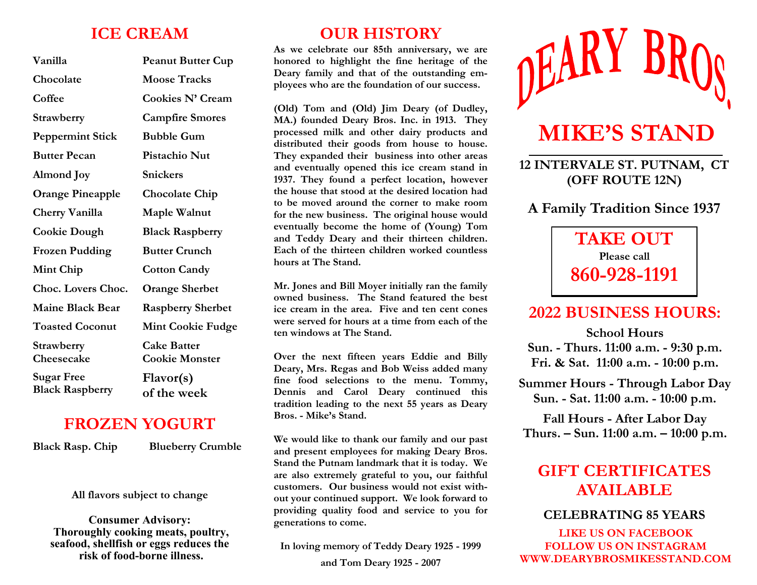## ICE CREAM

| | |
|---|---|
| Vanilla | Peanut Butter Cup |
| Chocolate | Moose Tracks |
| Coffee | Cookies N' Cream |
| Strawberry | Campfire Smores |
| Peppermint Stick | Bubble Gum |
| Butter Pecan | Pistachio Nut |
| Almond Joy | Snickers |
| Orange Pineapple | Chocolate Chip |
| Cherry Vanilla | Maple Walnut |
| Cookie Dough | Black Raspberry |
| Frozen Pudding | Butter Crunch |
| Mint Chip | Cotton Candy |
| Choc. Lovers Choc. | Orange Sherbet |
| Maine Black Bear | Raspberry Sherbet |
| Toasted Coconut | Mint Cookie Fudge |
| Strawberry Cheesecake | Cake Batter Cookie Monster |
| Sugar Free Black Raspberry | Flavor(s) of the week |

## FROZEN YOGURT

Black Rasp. Chip

Blueberry Crumble

**All flavors subject to change**

**Consumer Advisory:**
**Thoroughly cooking meats, poultry, seafood, shellfish or eggs reduces the risk of food-borne illness.**

## OUR HISTORY

**As we celebrate our 85th anniversary, we are honored to highlight the fine heritage of the Deary family and that of the outstanding employees who are the foundation of our success.**

**(Old) Tom and (Old) Jim Deary (of Dudley, MA.) founded Deary Bros. Inc. in 1913. They processed milk and other dairy products and distributed their goods from house to house. They expanded their business into other areas and eventually opened this ice cream stand in 1937. They found a perfect location, however the house that stood at the desired location had to be moved around the corner to make room for the new business. The original house would eventually become the home of (Young) Tom and Teddy Deary and their thirteen children. Each of the thirteen children worked countless hours at The Stand.**

**Mr. Jones and Bill Moyer initially ran the family owned business. The Stand featured the best ice cream in the area. Five and ten cent cones were served for hours at a time from each of the ten windows at The Stand.**

**Over the next fifteen years Eddie and Billy Deary, Mrs. Regas and Bob Weiss added many fine food selections to the menu. Tommy, Dennis and Carol Deary continued this tradition leading to the next 55 years as Deary Bros. - Mike's Stand.**

**We would like to thank our family and our past and present employees for making Deary Bros. Stand the Putnam landmark that it is today. We are also extremely grateful to you, our faithful customers. Our business would not exist without your continued support. We look forward to providing quality food and service to you for generations to come.**

**In loving memory of Teddy Deary 1925 - 1999**
**and Tom Deary 1925 - 2007**

# DEARY BROS.

## MIKE'S STAND

**12 INTERVALE ST. PUTNAM, CT**
**(OFF ROUTE 12N)**

**A Family Tradition Since 1937**

**TAKE OUT**
**Please call**
**860-928-1191**

## 2022 BUSINESS HOURS:

**School Hours**
**Sun. - Thurs. 11:00 a.m. - 9:30 p.m.**
**Fri. & Sat. 11:00 a.m. - 10:00 p.m.**

**Summer Hours - Through Labor Day**
**Sun. - Sat. 11:00 a.m. - 10:00 p.m.**

**Fall Hours - After Labor Day**
**Thurs. – Sun. 11:00 a.m. – 10:00 p.m.**

## GIFT CERTIFICATES AVAILABLE

**CELEBRATING 85 YEARS**

**LIKE US ON FACEBOOK**
**FOLLOW US ON INSTAGRAM**
**WWW.DEARYBROSMIKESSTAND.COM**